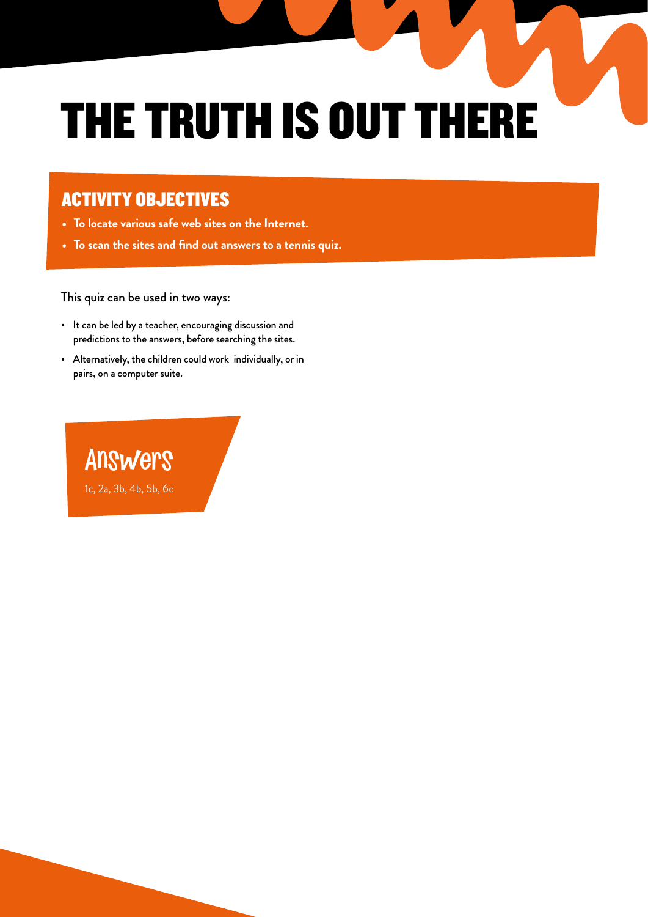# THE TRUTH IS OUT THERE

## ACTIVITY OBJECTIVES

- **To locate various safe web sites on the Internet.**
- **To scan the sites and find out answers to a tennis quiz.**

This quiz can be used in two ways:

- It can be led by a teacher, encouraging discussion and predictions to the answers, before searching the sites.
- Alternatively, the children could work individually, or in pairs, on a computer suite.

## Answers

1c, 2a, 3b, 4b, 5b, 6c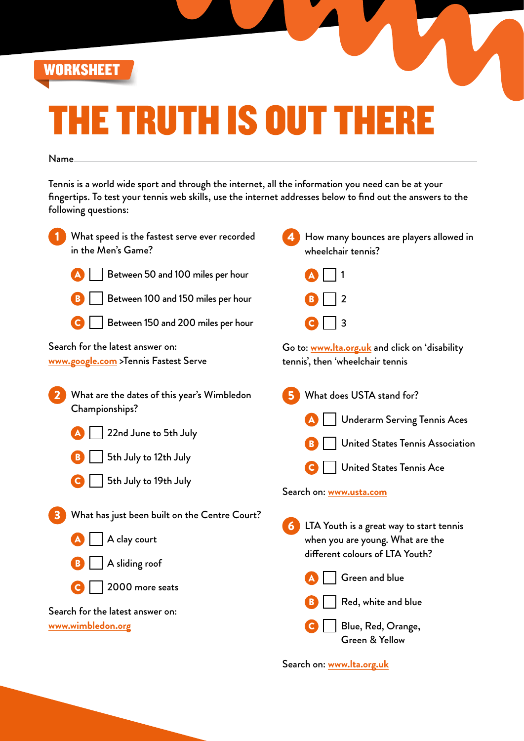WORKSHEET

# THE TRUTH IS OUT THERE

Name\_\_\_\_\_\_\_\_\_\_\_\_\_\_\_\_\_\_\_\_\_\_\_\_\_\_\_\_\_\_\_\_\_\_\_\_\_\_\_\_

Tennis is a world wide sport and through the internet, all the information you need can be at your fingertips. To test your tennis web skills, use the internet addresses below to find out the answers to the following questions:

**1** What speed is the fastest serve ever recorded in the Men's Game?

- **A** ☐ Between 50 and 100 miles per hour
- **B** ☐ Between 100 and 150 miles per hour
- **C** ☐ Between 150 and 200 miles per hour

Search for the latest answer on:
www.google.com >Tennis Fastest Serve

**2** What are the dates of this year's Wimbledon Championships?

- **A** ☐ 22nd June to 5th July
- **B** ☐ 5th July to 12th July
- **C** ☐ 5th July to 19th July

**3** What has just been built on the Centre Court?

- **A** ☐ A clay court
- **B** ☐ A sliding roof
- **C** ☐ 2000 more seats

Search for the latest answer on:
www.wimbledon.org

**4** How many bounces are players allowed in wheelchair tennis?

- **A** ☐ 1
- **B** ☐ 2
- **C** ☐ 3

Go to: www.lta.org.uk and click on 'disability tennis', then 'wheelchair tennis

**5** What does USTA stand for?

- **A** ☐ Underarm Serving Tennis Aces
- **B** ☐ United States Tennis Association
- **C** ☐ United States Tennis Ace

Search on: www.usta.com

**6** LTA Youth is a great way to start tennis when you are young. What are the different colours of LTA Youth?

- **A** ☐ Green and blue
- **B** ☐ Red, white and blue
- **C** ☐ Blue, Red, Orange, Green & Yellow

Search on: www.lta.org.uk